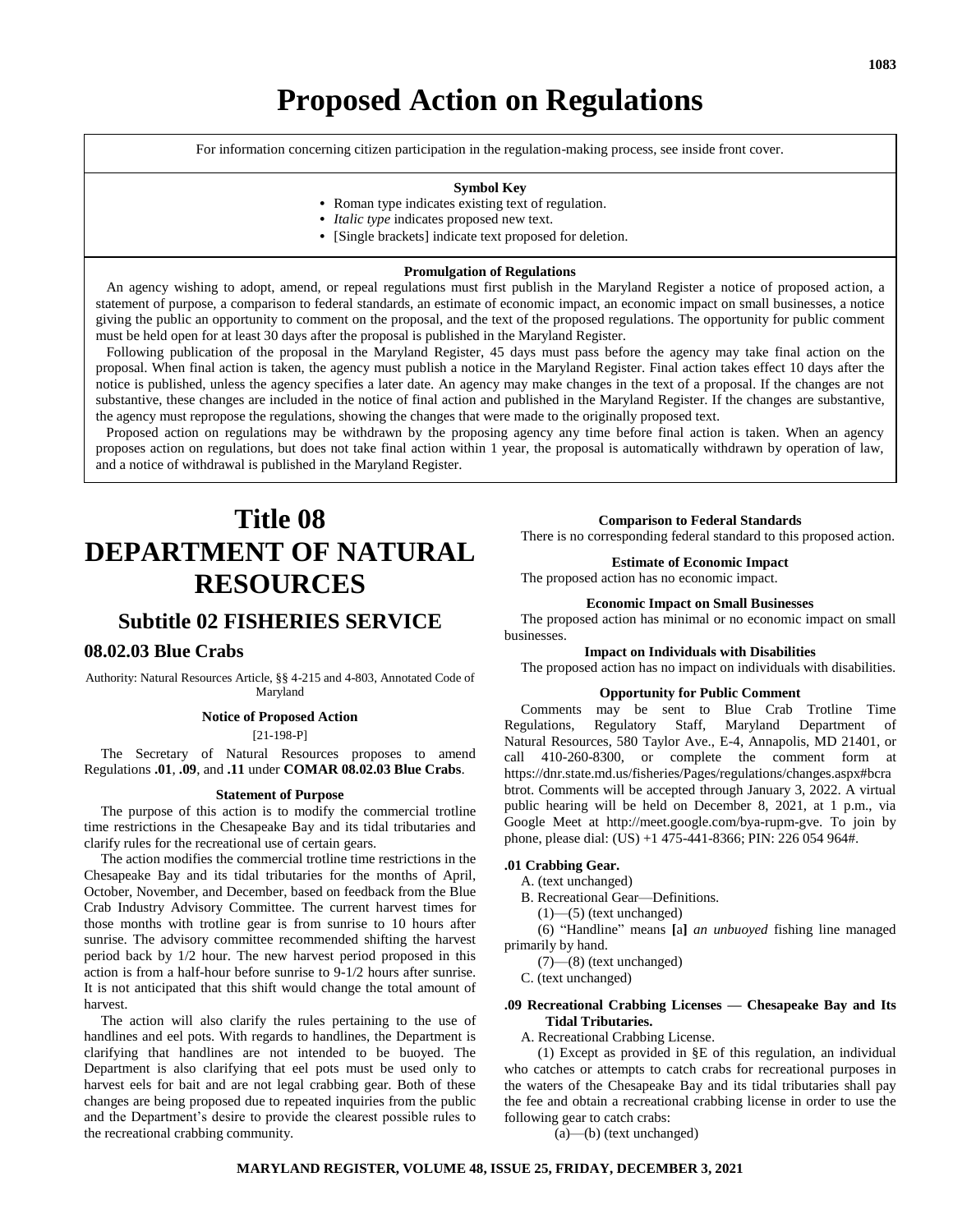# Proposed Action on Regulations

For information concerning citizen participation in the regulation-making process, see inside front cover.

**Symbol Key**

- Roman type indicates existing text of regulation.
- *Italic type* indicates proposed new text.
- [Single brackets] indicate text proposed for deletion.

**Promulgation of Regulations**

An agency wishing to adopt, amend, or repeal regulations must first publish in the Maryland Register a notice of proposed action, a statement of purpose, a comparison to federal standards, an estimate of economic impact, an economic impact on small businesses, a notice giving the public an opportunity to comment on the proposal, and the text of the proposed regulations. The opportunity for public comment must be held open for at least 30 days after the proposal is published in the Maryland Register.

Following publication of the proposal in the Maryland Register, 45 days must pass before the agency may take final action on the proposal. When final action is taken, the agency must publish a notice in the Maryland Register. Final action takes effect 10 days after the notice is published, unless the agency specifies a later date. An agency may make changes in the text of a proposal. If the changes are not substantive, these changes are included in the notice of final action and published in the Maryland Register. If the changes are substantive, the agency must repropose the regulations, showing the changes that were made to the originally proposed text.

Proposed action on regulations may be withdrawn by the proposing agency any time before final action is taken. When an agency proposes action on regulations, but does not take final action within 1 year, the proposal is automatically withdrawn by operation of law, and a notice of withdrawal is published in the Maryland Register.

# Title 08 DEPARTMENT OF NATURAL RESOURCES

## Subtitle 02 FISHERIES SERVICE

### 08.02.03 Blue Crabs

Authority: Natural Resources Article, §§ 4-215 and 4-803, Annotated Code of Maryland

**Notice of Proposed Action**

[21-198-P]

The Secretary of Natural Resources proposes to amend Regulations **.01**, **.09**, and **.11** under **COMAR 08.02.03 Blue Crabs**.

**Statement of Purpose**

The purpose of this action is to modify the commercial trotline time restrictions in the Chesapeake Bay and its tidal tributaries and clarify rules for the recreational use of certain gears.

The action modifies the commercial trotline time restrictions in the Chesapeake Bay and its tidal tributaries for the months of April, October, November, and December, based on feedback from the Blue Crab Industry Advisory Committee. The current harvest times for those months with trotline gear is from sunrise to 10 hours after sunrise. The advisory committee recommended shifting the harvest period back by 1/2 hour. The new harvest period proposed in this action is from a half-hour before sunrise to 9-1/2 hours after sunrise. It is not anticipated that this shift would change the total amount of harvest.

The action will also clarify the rules pertaining to the use of handlines and eel pots. With regards to handlines, the Department is clarifying that handlines are not intended to be buoyed. The Department is also clarifying that eel pots must be used only to harvest eels for bait and are not legal crabbing gear. Both of these changes are being proposed due to repeated inquiries from the public and the Department's desire to provide the clearest possible rules to the recreational crabbing community.

**Comparison to Federal Standards**

There is no corresponding federal standard to this proposed action.

**Estimate of Economic Impact**

The proposed action has no economic impact.

**Economic Impact on Small Businesses**

The proposed action has minimal or no economic impact on small businesses.

**Impact on Individuals with Disabilities**

The proposed action has no impact on individuals with disabilities.

**Opportunity for Public Comment**

Comments may be sent to Blue Crab Trotline Time Regulations, Regulatory Staff, Maryland Department of Natural Resources, 580 Taylor Ave., E-4, Annapolis, MD 21401, or call 410-260-8300, or complete the comment form at https://dnr.state.md.us/fisheries/Pages/regulations/changes.aspx#bcrabtrot. Comments will be accepted through January 3, 2022. A virtual public hearing will be held on December 8, 2021, at 1 p.m., via Google Meet at http://meet.google.com/bya-rupm-gve. To join by phone, please dial: (US) +1 475-441-8366; PIN: 226 054 964#.

**.01 Crabbing Gear.**

A. (text unchanged)

B. Recreational Gear—Definitions.

(1)—(5) (text unchanged)

(6) "Handline" means [a] *an unbuoyed* fishing line managed primarily by hand.

(7)—(8) (text unchanged)

C. (text unchanged)

**.09 Recreational Crabbing Licenses — Chesapeake Bay and Its Tidal Tributaries.**

A. Recreational Crabbing License.

(1) Except as provided in §E of this regulation, an individual who catches or attempts to catch crabs for recreational purposes in the waters of the Chesapeake Bay and its tidal tributaries shall pay the fee and obtain a recreational crabbing license in order to use the following gear to catch crabs:

(a)—(b) (text unchanged)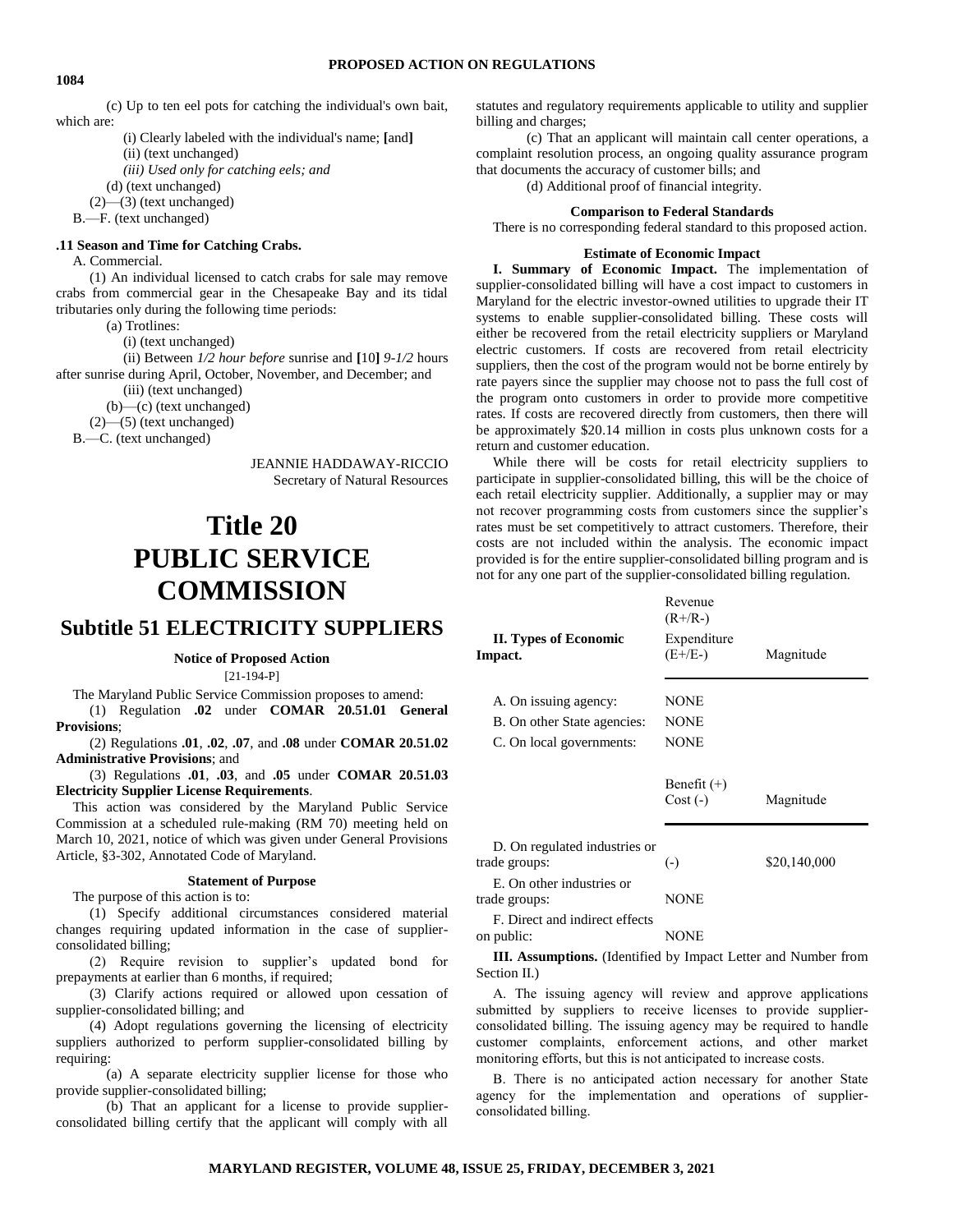(c) Up to ten eel pots for catching the individual's own bait, which are:

(i) Clearly labeled with the individual's name; [and]

(ii) (text unchanged)

*(iii) Used only for catching eels; and*

(d) (text unchanged)

(2)—(3) (text unchanged)

B.—F. (text unchanged)

**.11 Season and Time for Catching Crabs.**

A. Commercial.

(1) An individual licensed to catch crabs for sale may remove crabs from commercial gear in the Chesapeake Bay and its tidal tributaries only during the following time periods:

(a) Trotlines:

(i) (text unchanged)

(ii) Between *1/2 hour before* sunrise and [10] *9-1/2* hours after sunrise during April, October, November, and December; and

(iii) (text unchanged)

(b)—(c) (text unchanged)

(2)—(5) (text unchanged)

B.—C. (text unchanged)

JEANNIE HADDAWAY-RICCIO
Secretary of Natural Resources

# Title 20 PUBLIC SERVICE COMMISSION

## Subtitle 51 ELECTRICITY SUPPLIERS

### Notice of Proposed Action

[21-194-P]

The Maryland Public Service Commission proposes to amend:

(1) Regulation **.02** under **COMAR 20.51.01 General Provisions**;

(2) Regulations **.01**, **.02**, **.07**, and **.08** under **COMAR 20.51.02 Administrative Provisions**; and

(3) Regulations **.01**, **.03**, and **.05** under **COMAR 20.51.03 Electricity Supplier License Requirements**.

This action was considered by the Maryland Public Service Commission at a scheduled rule-making (RM 70) meeting held on March 10, 2021, notice of which was given under General Provisions Article, §3-302, Annotated Code of Maryland.

**Statement of Purpose**

The purpose of this action is to:

(1) Specify additional circumstances considered material changes requiring updated information in the case of supplier-consolidated billing;

(2) Require revision to supplier's updated bond for prepayments at earlier than 6 months, if required;

(3) Clarify actions required or allowed upon cessation of supplier-consolidated billing; and

(4) Adopt regulations governing the licensing of electricity suppliers authorized to perform supplier-consolidated billing by requiring:

(a) A separate electricity supplier license for those who provide supplier-consolidated billing;

(b) That an applicant for a license to provide supplier-consolidated billing certify that the applicant will comply with all statutes and regulatory requirements applicable to utility and supplier billing and charges;

(c) That an applicant will maintain call center operations, a complaint resolution process, an ongoing quality assurance program that documents the accuracy of customer bills; and

(d) Additional proof of financial integrity.

**Comparison to Federal Standards**

There is no corresponding federal standard to this proposed action.

**Estimate of Economic Impact**

**I. Summary of Economic Impact.** The implementation of supplier-consolidated billing will have a cost impact to customers in Maryland for the electric investor-owned utilities to upgrade their IT systems to enable supplier-consolidated billing. These costs will either be recovered from the retail electricity suppliers or Maryland electric customers. If costs are recovered from retail electricity suppliers, then the cost of the program would not be borne entirely by rate payers since the supplier may choose not to pass the full cost of the program onto customers in order to provide more competitive rates. If costs are recovered directly from customers, then there will be approximately $20.14 million in costs plus unknown costs for a return and customer education.

While there will be costs for retail electricity suppliers to participate in supplier-consolidated billing, this will be the choice of each retail electricity supplier. Additionally, a supplier may or may not recover programming costs from customers since the supplier's rates must be set competitively to attract customers. Therefore, their costs are not included within the analysis. The economic impact provided is for the entire supplier-consolidated billing program and is not for any one part of the supplier-consolidated billing regulation.

| II. Types of Economic Impact. | Revenue (R+/R-) Expenditure (E+/E-) | Magnitude |
|---|---|---|
| A. On issuing agency: | NONE | |
| B. On other State agencies: | NONE | |
| C. On local governments: | NONE | |
| | Benefit (+) Cost (-) | Magnitude |
| D. On regulated industries or trade groups: | (-) | $20,140,000 |
| E. On other industries or trade groups: | NONE | |
| F. Direct and indirect effects on public: | NONE | |

**III. Assumptions.** (Identified by Impact Letter and Number from Section II.)

A. The issuing agency will review and approve applications submitted by suppliers to receive licenses to provide supplier-consolidated billing. The issuing agency may be required to handle customer complaints, enforcement actions, and other market monitoring efforts, but this is not anticipated to increase costs.

B. There is no anticipated action necessary for another State agency for the implementation and operations of supplier-consolidated billing.